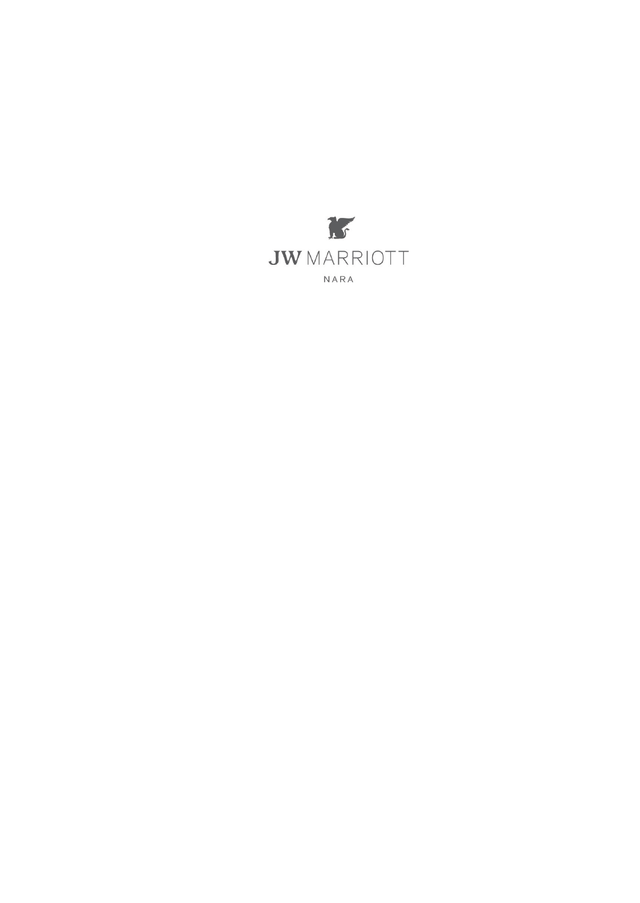JW MARRIOTT

NARA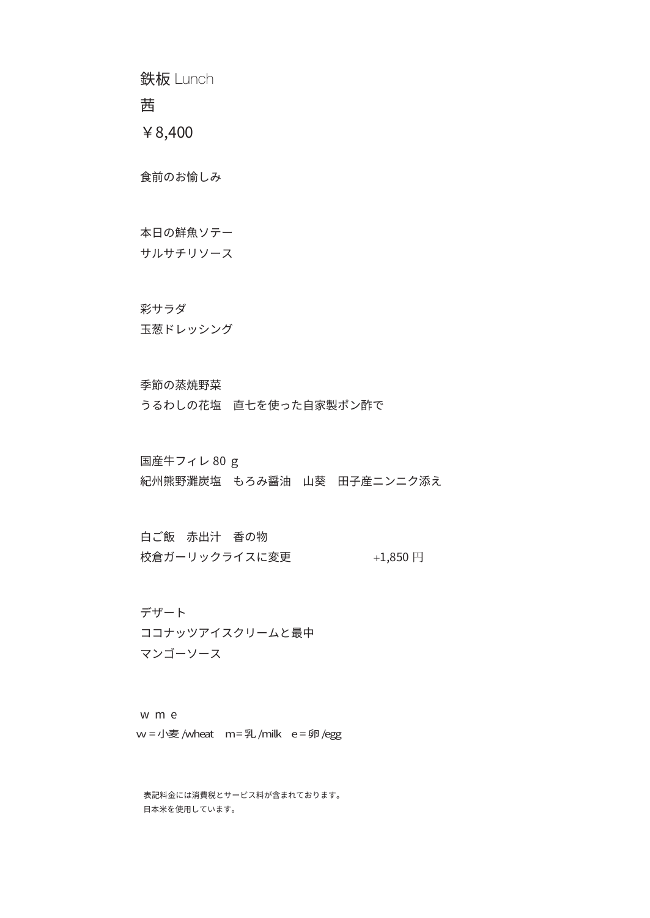# 鉄板 Lunch

## 茜

## ￥8,400

食前のお愉しみ

本日の鮮魚ソテー
サルサチリソース

彩サラダ
玉葱ドレッシング

季節の蒸焼野菜
うるわしの花塩　直七を使った自家製ポン酢で

国産牛フィレ 80 g
紀州熊野灘炭塩　もろみ醤油　山葵　田子産ニンニク添え

白ご飯　赤出汁　香の物
校倉ガーリックライスに変更　　+1,850 円

デザート
ココナッツアイスクリームと最中
マンゴーソース

w m e
w = 小麦 /wheat　m = 乳 /milk　e = 卵 /egg

表記料金には消費税とサービス料が含まれております。
日本米を使用しています。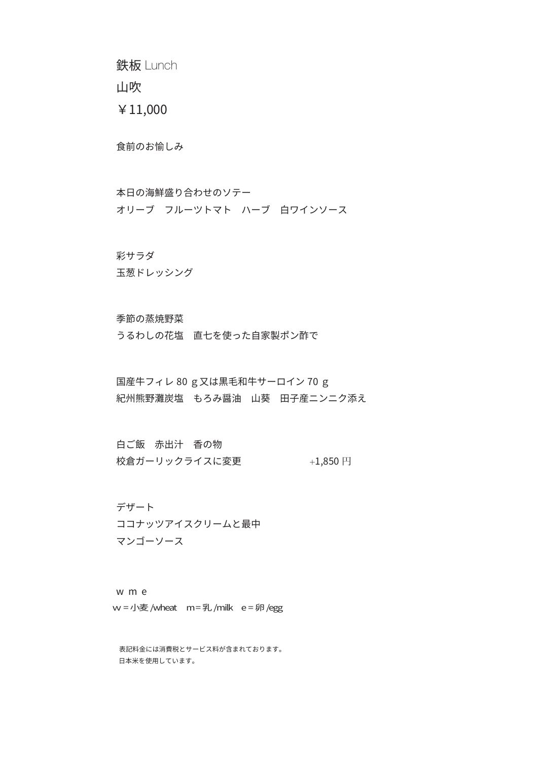# 鉄板 Lunch

## 山吹

## ￥11,000

食前のお愉しみ

本日の海鮮盛り合わせのソテー
オリーブ　フルーツトマト　ハーブ　白ワインソース

彩サラダ
玉葱ドレッシング

季節の蒸焼野菜
うるわしの花塩　直七を使った自家製ポン酢で

国産牛フィレ 80 ｇ又は黒毛和牛サーロイン 70 ｇ
紀州熊野灘炭塩　もろみ醤油　山葵　田子産ニンニク添え

白ご飯　赤出汁　香の物
校倉ガーリックライスに変更　+1,850 円

デザート
ココナッツアイスクリームと最中
マンゴーソース

w m e
w＝小麦 /wheat　m＝乳 /milk　e＝卵 /egg

表記料金には消費税とサービス料が含まれております。
日本米を使用しています。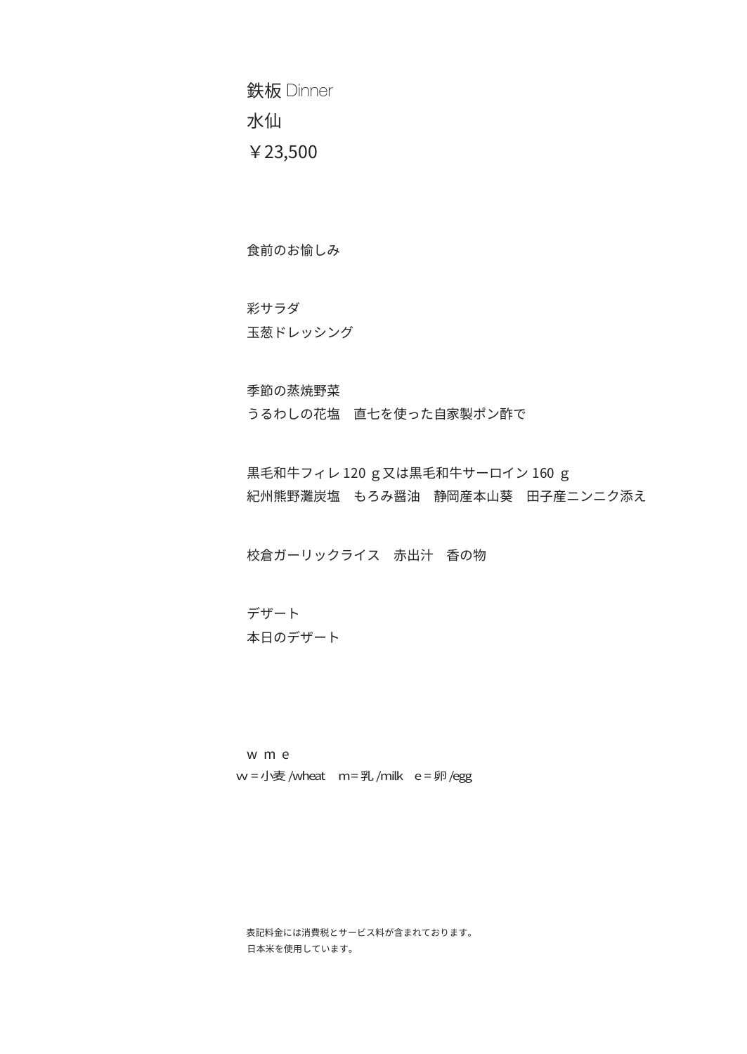# 鉄板 Dinner
## 水仙
## ￥23,500

食前のお愉しみ

彩サラダ
玉葱ドレッシング

季節の蒸焼野菜
うるわしの花塩　直七を使った自家製ポン酢で

黒毛和牛フィレ 120 ｇ又は黒毛和牛サーロイン 160 ｇ
紀州熊野灘炭塩　もろみ醤油　静岡産本山葵　田子産ニンニク添え

校倉ガーリックライス　赤出汁　香の物

デザート
本日のデザート

w m e
w = 小麦 /wheat　m = 乳 /milk　e = 卵 /egg

表記料金には消費税とサービス料が含まれております。
日本米を使用しています。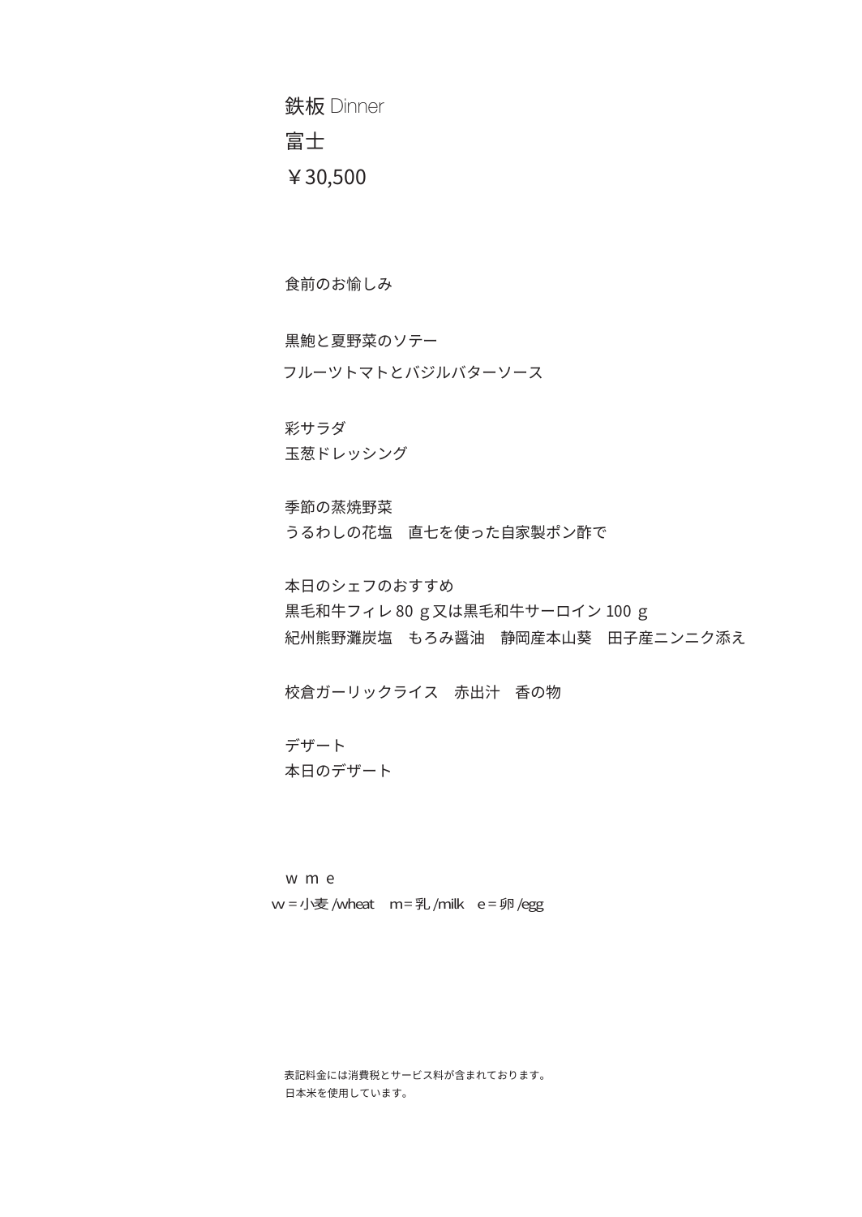# 鉄板 Dinner

## 富士

## ￥30,500

食前のお愉しみ

黒鮑と夏野菜のソテー
フルーツトマトとバジルバターソース

彩サラダ
玉葱ドレッシング

季節の蒸焼野菜
うるわしの花塩　直七を使った自家製ポン酢で

本日のシェフのおすすめ
黒毛和牛フィレ 80 ｇ又は黒毛和牛サーロイン 100 ｇ
紀州熊野灘炭塩　もろみ醤油　静岡産本山葵　田子産ニンニク添え

校倉ガーリックライス　赤出汁　香の物

デザート
本日のデザート

ｗ ｍ ｅ
ｗ＝小麦 /wheat　ｍ＝乳 /milk　ｅ＝卵 /egg

表記料金には消費税とサービス料が含まれております。
日本米を使用しています。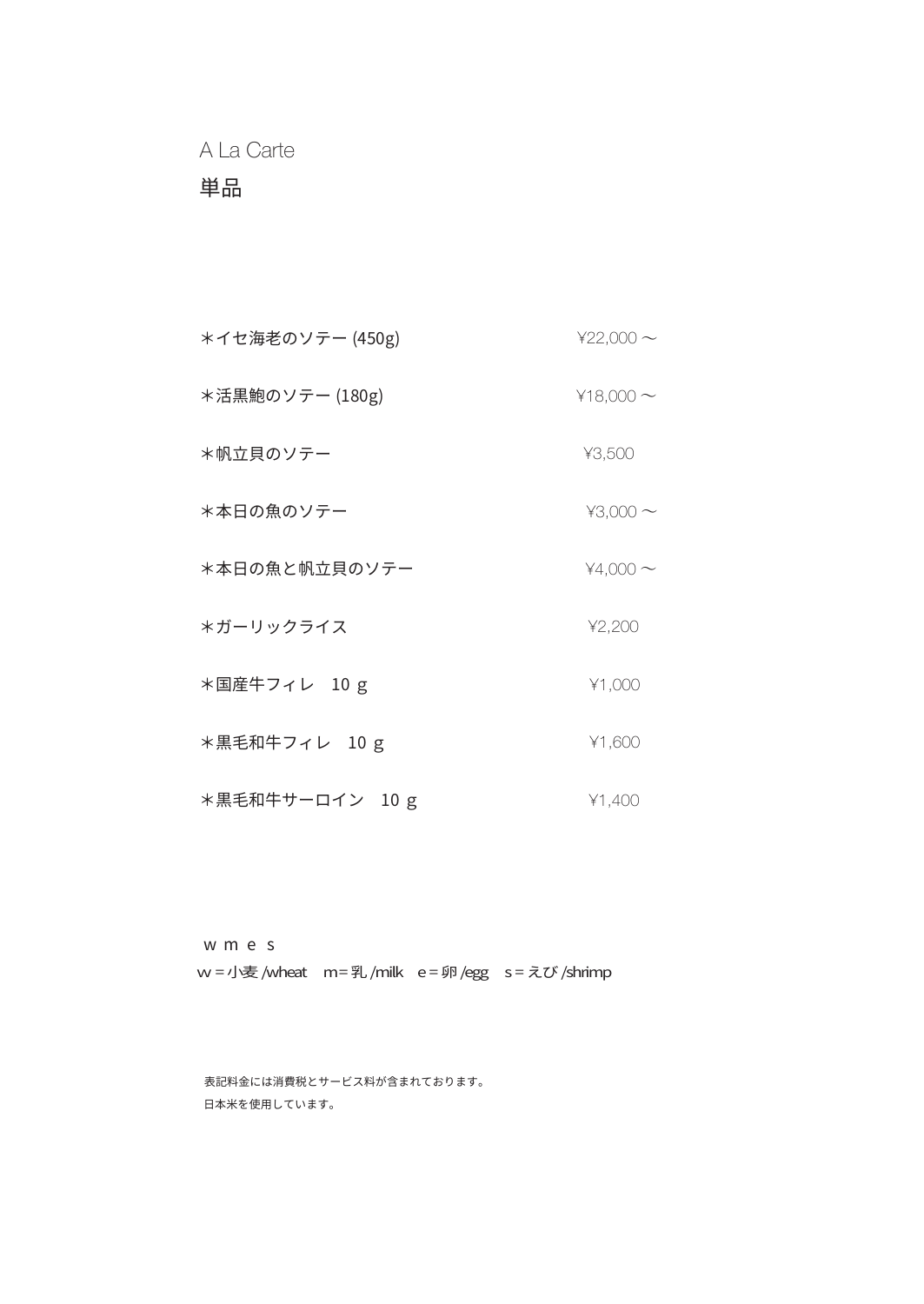# A La Carte

## 単品

| | |
|---|---|
| ＊イセ海老のソテー (450g) | ¥22,000 ～ |
| ＊活黒鮑のソテー (180g) | ¥18,000 ～ |
| ＊帆立貝のソテー | ¥3,500 |
| ＊本日の魚のソテー | ¥3,000 ～ |
| ＊本日の魚と帆立貝のソテー | ¥4,000 ～ |
| ＊ガーリックライス | ¥2,200 |
| ＊国産牛フィレ　10 ｇ | ¥1,000 |
| ＊黒毛和牛フィレ　10 ｇ | ¥1,600 |
| ＊黒毛和牛サーロイン　10 ｇ | ¥1,400 |

ｗ ｍ ｅ ｓ

w＝小麦 /wheat　m＝乳 /milk　e＝卵 /egg　s＝えび /shrimp

表記料金には消費税とサービス料が含まれております。

日本米を使用しています。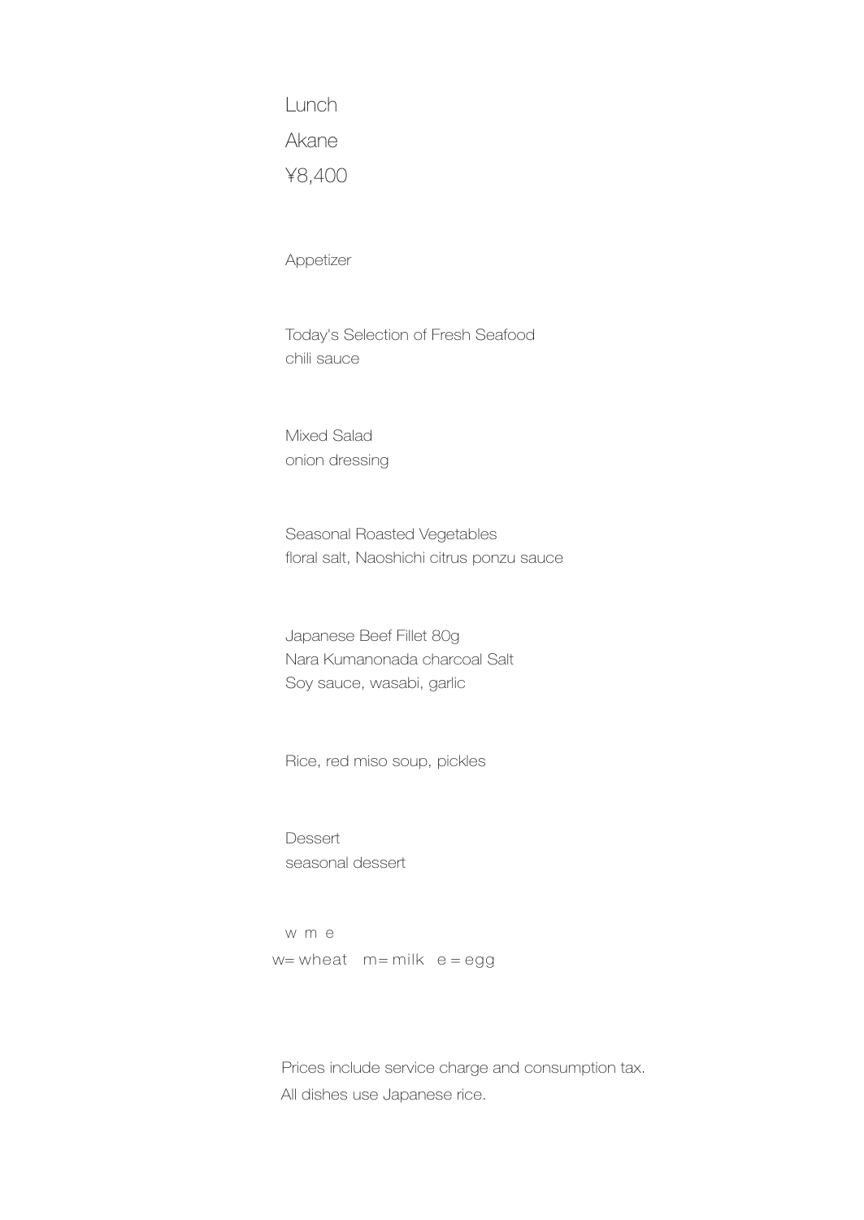Lunch

Akane

¥8,400

Appetizer

Today's Selection of Fresh Seafood
chili sauce

Mixed Salad
onion dressing

Seasonal Roasted Vegetables
floral salt, Naoshichi citrus ponzu sauce

Japanese Beef Fillet 80g
Nara Kumanonada charcoal Salt
Soy sauce, wasabi, garlic

Rice, red miso soup, pickles

Dessert
seasonal dessert

w m e
w= wheat m= milk e = egg

Prices include service charge and consumption tax.
All dishes use Japanese rice.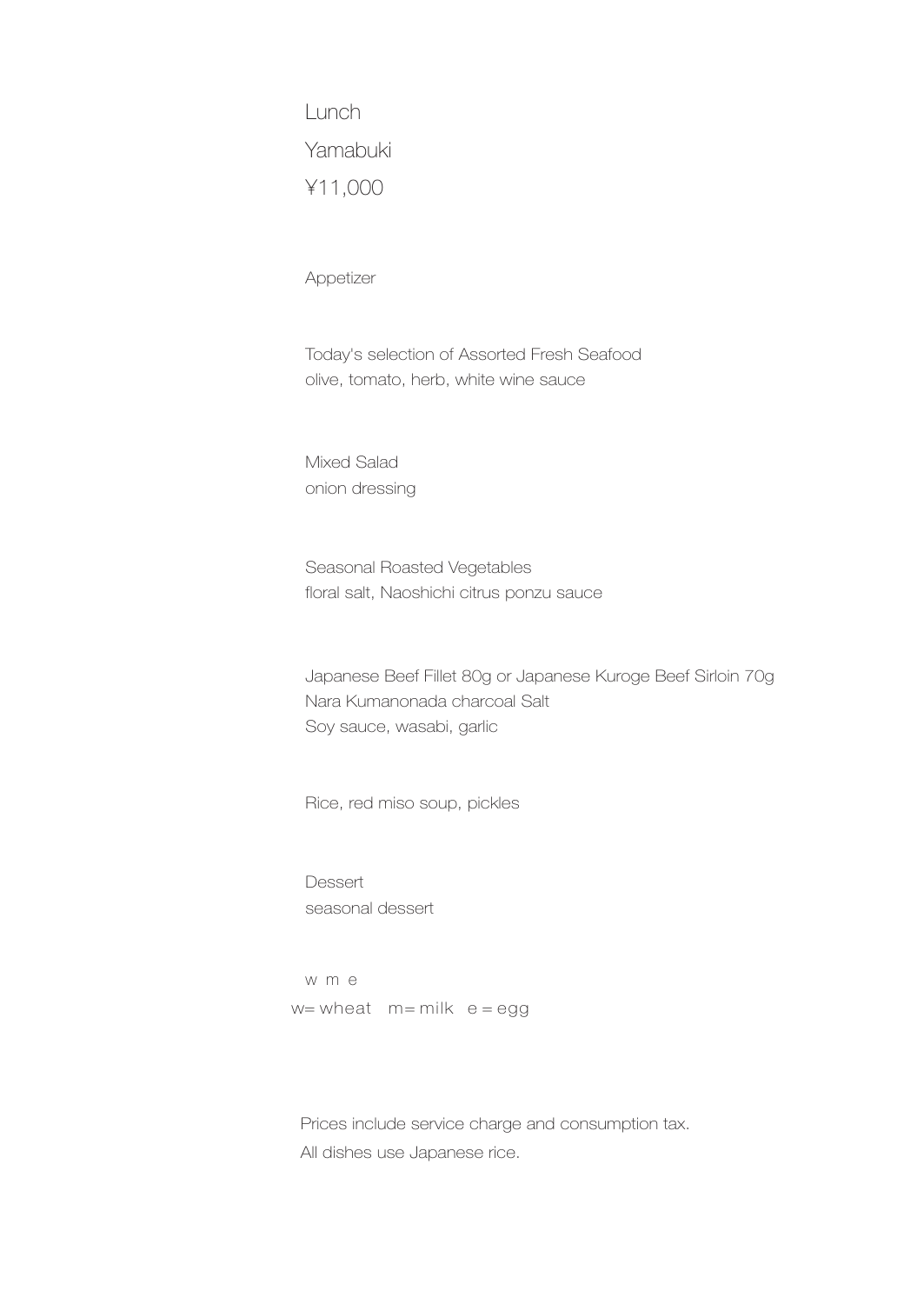# Lunch

## Yamabuki

¥11,000

Appetizer

Today's selection of Assorted Fresh Seafood
olive, tomato, herb, white wine sauce

Mixed Salad
onion dressing

Seasonal Roasted Vegetables
floral salt, Naoshichi citrus ponzu sauce

Japanese Beef Fillet 80g or Japanese Kuroge Beef Sirloin 70g
Nara Kumanonada charcoal Salt
Soy sauce, wasabi, garlic

Rice, red miso soup, pickles

Dessert
seasonal dessert

w m e
w= wheat m= milk e = egg

Prices include service charge and consumption tax.
All dishes use Japanese rice.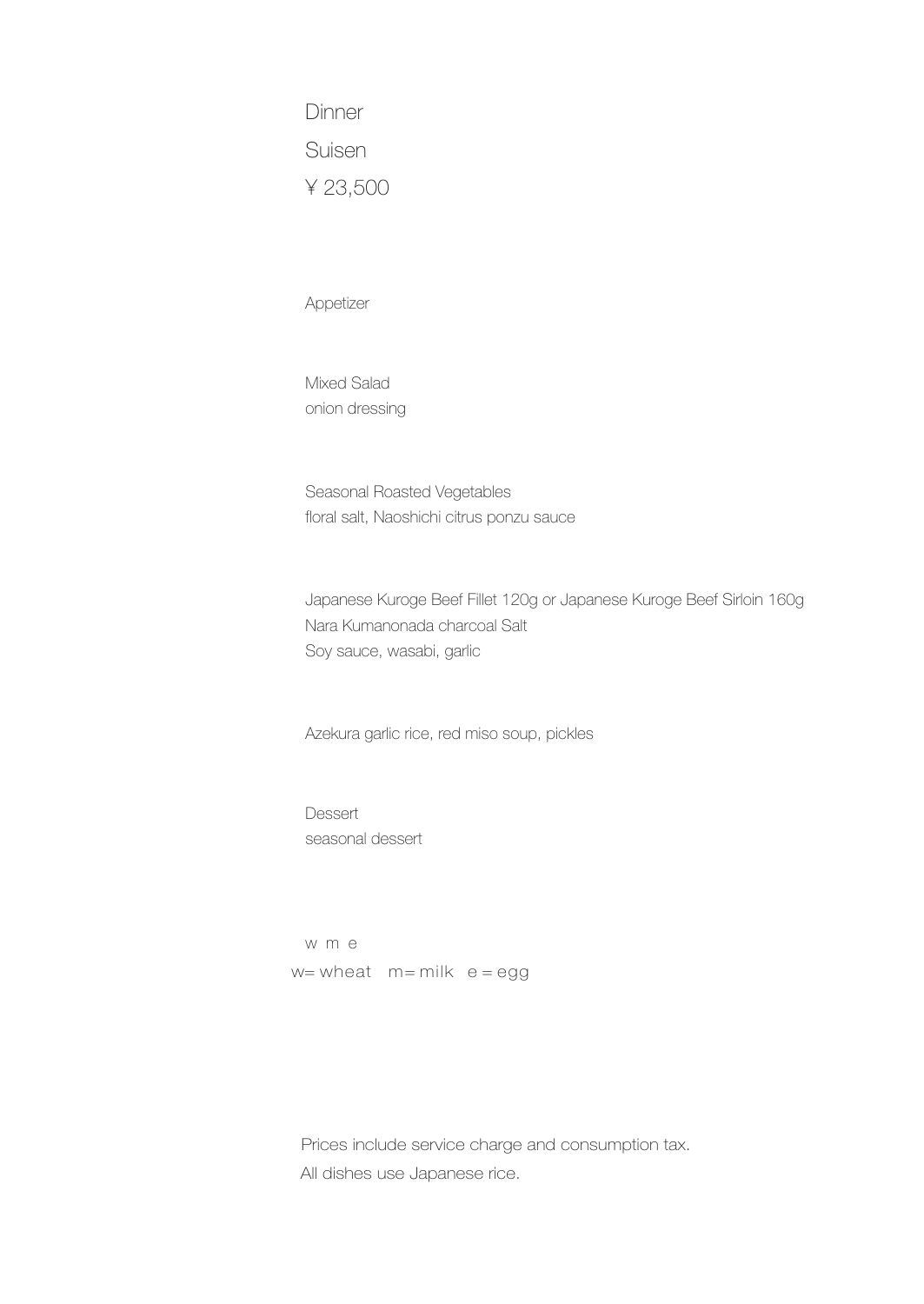Dinner

Suisen

¥ 23,500

Appetizer

Mixed Salad
onion dressing

Seasonal Roasted Vegetables
floral salt, Naoshichi citrus ponzu sauce

Japanese Kuroge Beef Fillet 120g or Japanese Kuroge Beef Sirloin 160g
Nara Kumanonada charcoal Salt
Soy sauce, wasabi, garlic

Azekura garlic rice, red miso soup, pickles

Dessert
seasonal dessert

w m e
w= wheat m= milk e = egg

Prices include service charge and consumption tax.
All dishes use Japanese rice.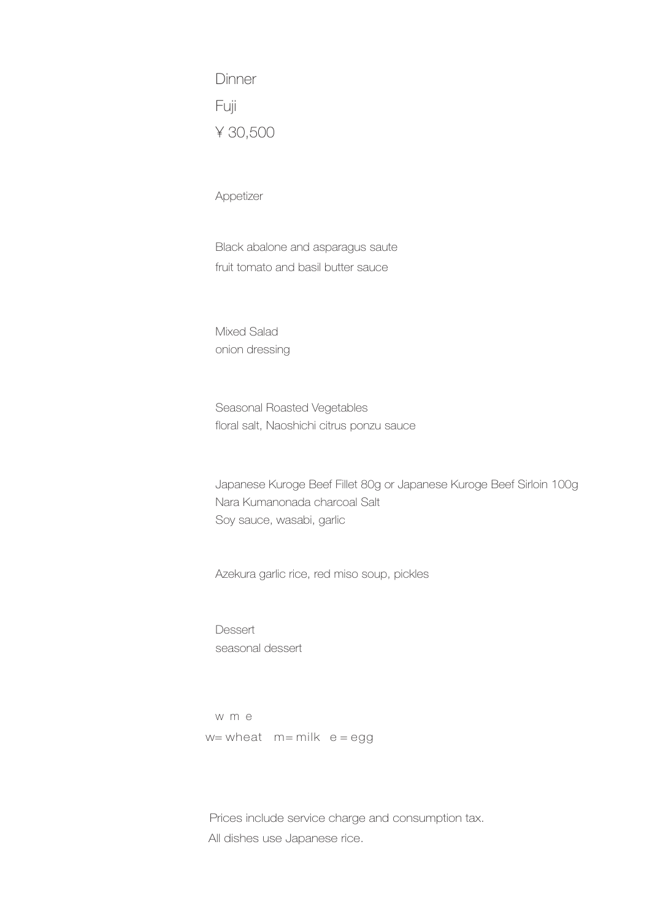# Dinner

## Fuji

¥ 30,500

Appetizer

Black abalone and asparagus saute
fruit tomato and basil butter sauce

Mixed Salad
onion dressing

Seasonal Roasted Vegetables
floral salt, Naoshichi citrus ponzu sauce

Japanese Kuroge Beef Fillet 80g or Japanese Kuroge Beef Sirloin 100g
Nara Kumanonada charcoal Salt
Soy sauce, wasabi, garlic

Azekura garlic rice, red miso soup, pickles

Dessert
seasonal dessert

w m e
w= wheat m= milk e = egg

Prices include service charge and consumption tax.
All dishes use Japanese rice.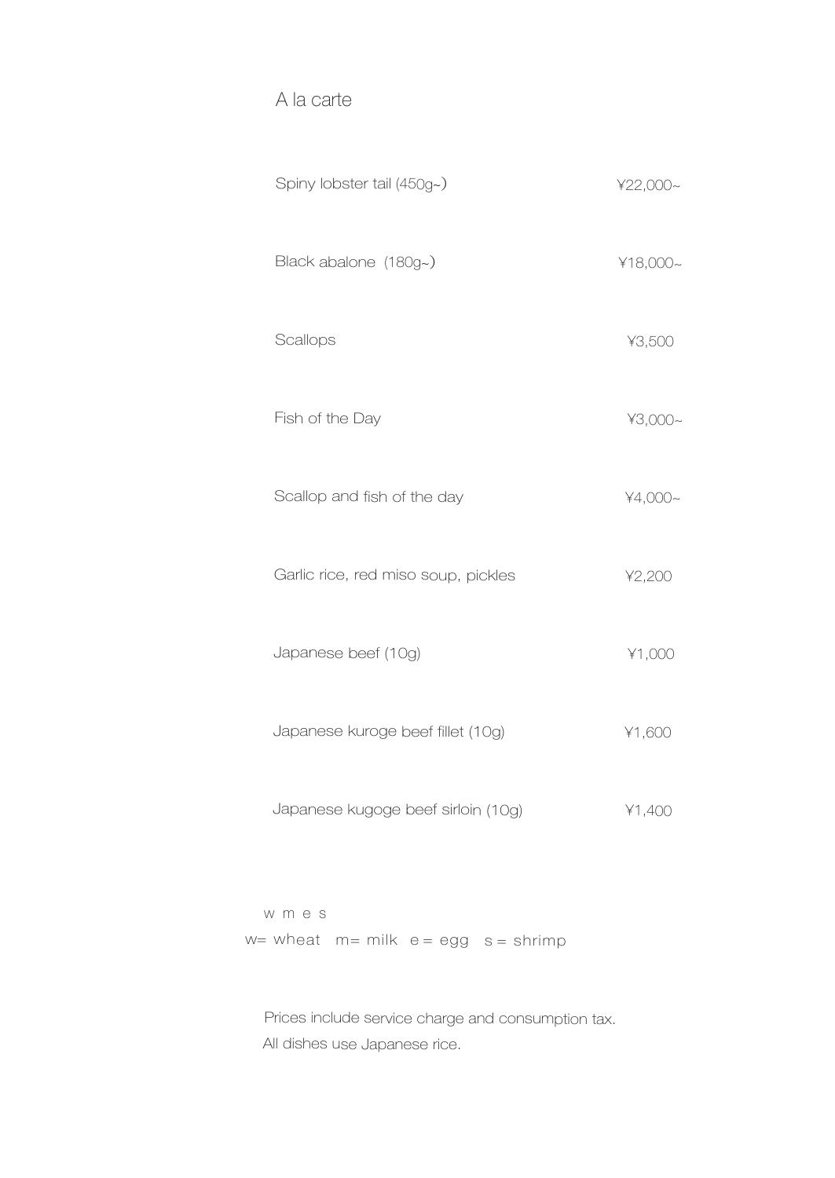# A la carte

| | |
|---|---|
| Spiny lobster tail (450g~) | ¥22,000~ |
| Black abalone (180g~) | ¥18,000~ |
| Scallops | ¥3,500 |
| Fish of the Day | ¥3,000~ |
| Scallop and fish of the day | ¥4,000~ |
| Garlic rice, red miso soup, pickles | ¥2,200 |
| Japanese beef (10g) | ¥1,000 |
| Japanese kuroge beef fillet (10g) | ¥1,600 |
| Japanese kugoge beef sirloin (10g) | ¥1,400 |

w m e s

w= wheat m= milk e = egg s = shrimp

Prices include service charge and consumption tax.

All dishes use Japanese rice.